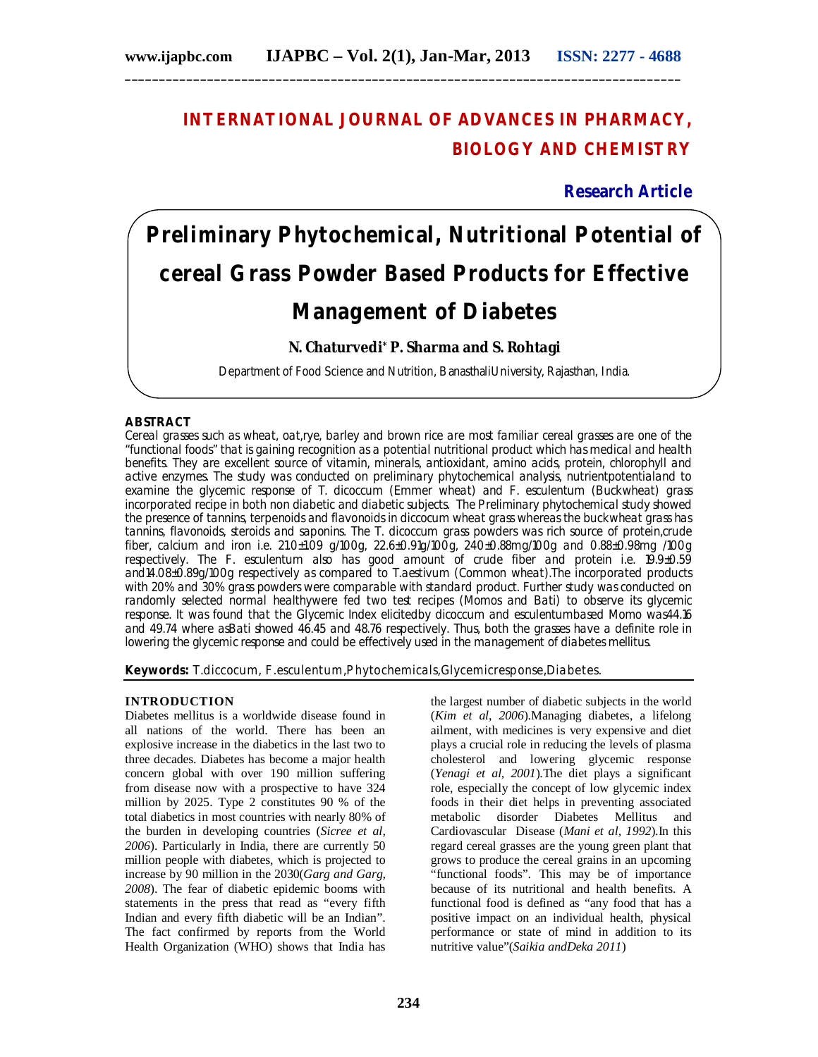# INTERNATIONAL JOURNAL OF ADVANCES IN PHARMACY, BIOLOGY AND CHEMISTRY

**Research Article**

# Preliminary Phytochemical, Nutritional Potential of cereal Grass Powder Based Products for Effective Management of Diabetes

**N. Chaturvedi\* P. Sharma and S. Rohtagi**

Department of Food Science and Nutrition, BanasthaliUniversity, Rajasthan, India.

## ABSTRACT

Cereal grasses such as wheat, oat,rye, barley and brown rice are most familiar cereal grasses are one of the "functional foods" that is gaining recognition as a potential nutritional product which has medical and health benefits. They are excellent source of vitamin, minerals, antioxidant, amino acids, protein, chlorophyll and active enzymes. The study was conducted on preliminary phytochemical analysis, nutrientpotentialand to examine the glycemic response of T. dicoccum (Emmer wheat) and F. esculentum (Buckwheat) grass incorporated recipe in both non diabetic and diabetic subjects. The Preliminary phytochemical study showed the presence of tannins, terpenoids and flavonoids in diccocum wheat grass whereas the buckwheat grass has tannins, flavonoids, steroids and saponins. The T. dicoccum grass powders was rich source of protein,crude fiber, calcium and iron i.e. 21.0±1.09 g/100g, 22.6±0.91g/100g, 240±0.88mg/100g and 0.88±0.98mg /100g respectively. The F. esculentum also has good amount of crude fiber and protein i.e. 19.9±0.59 and14.08±0.89g/100g respectively as compared to T.aestivum (Common wheat).The incorporated products with 20% and 30% grass powders were comparable with standard product. Further study was conducted on randomly selected normal healthywere fed two test recipes (Momos and Bati) to observe its glycemic response. It was found that the Glycemic Index elicitedby dicoccum and esculentumbased Momo was44.16 and 49.74 where asBati showed 46.45 and 48.76 respectively. Thus, both the grasses have a definite role in lowering the glycemic response and could be effectively used in the management of diabetes mellitus.

**Keywords:** T.diccocum, F.esculentum,Phytochemicals,Glycemicresponse,Diabetes.

## INTRODUCTION

Diabetes mellitus is a worldwide disease found in all nations of the world. There has been an explosive increase in the diabetics in the last two to three decades. Diabetes has become a major health concern global with over 190 million suffering from disease now with a prospective to have 324 million by 2025. Type 2 constitutes 90 % of the total diabetics in most countries with nearly 80% of the burden in developing countries (*Sicree et al, 2006*). Particularly in India, there are currently 50 million people with diabetes, which is projected to increase by 90 million in the 2030(*Garg and Garg, 2008*). The fear of diabetic epidemic booms with statements in the press that read as "every fifth Indian and every fifth diabetic will be an Indian". The fact confirmed by reports from the World Health Organization (WHO) shows that India has the largest number of diabetic subjects in the world (*Kim et al, 2006*).Managing diabetes, a lifelong ailment, with medicines is very expensive and diet plays a crucial role in reducing the levels of plasma cholesterol and lowering glycemic response (*Yenagi et al, 2001*).The diet plays a significant role, especially the concept of low glycemic index foods in their diet helps in preventing associated metabolic disorder Diabetes Mellitus and Cardiovascular Disease (*Mani et al, 1992*).In this regard cereal grasses are the young green plant that grows to produce the cereal grains in an upcoming "functional foods". This may be of importance because of its nutritional and health benefits. A functional food is defined as "any food that has a positive impact on an individual health, physical performance or state of mind in addition to its nutritive value"(*Saikia andDeka 2011*)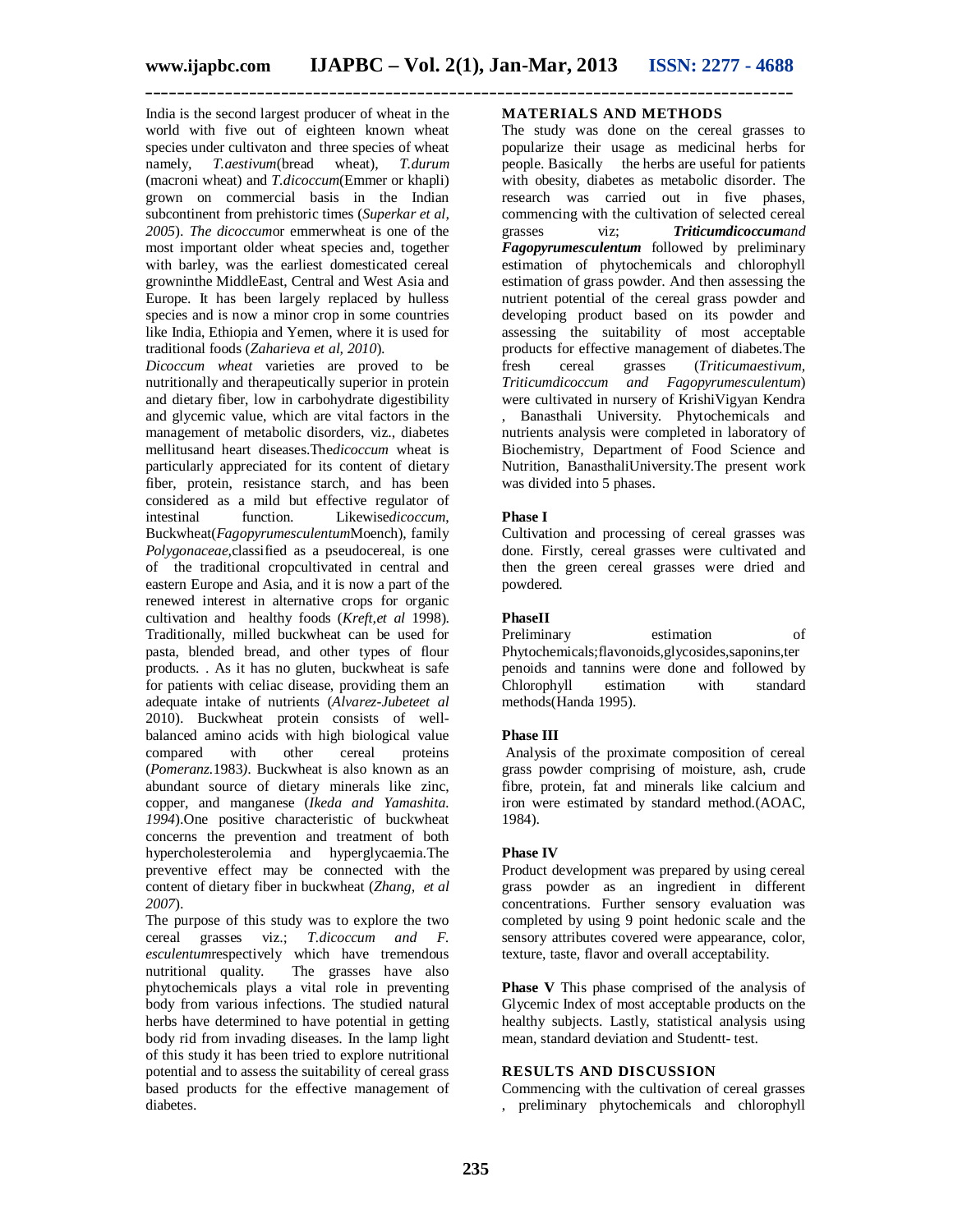India is the second largest producer of wheat in the world with five out of eighteen known wheat species under cultivaton and three species of wheat namely, *T.aestivum*(bread wheat), *T.durum* (macroni wheat) and *T.dicoccum*(Emmer or khapli) grown on commercial basis in the Indian subcontinent from prehistoric times (*Superkar et al, 2005*). *The dicoccum*or emmerwheat is one of the most important older wheat species and, together with barley, was the earliest domesticated cereal growninthe MiddleEast, Central and West Asia and Europe. It has been largely replaced by hulless species and is now a minor crop in some countries like India, Ethiopia and Yemen, where it is used for traditional foods (*Zaharieva et al, 2010*).

*Dicoccum wheat* varieties are proved to be nutritionally and therapeutically superior in protein and dietary fiber, low in carbohydrate digestibility and glycemic value, which are vital factors in the management of metabolic disorders, viz., diabetes mellitusand heart diseases.The*dicoccum* wheat is particularly appreciated for its content of dietary fiber, protein, resistance starch, and has been considered as a mild but effective regulator of intestinal function. Likewise*dicoccum*, Buckwheat(*Fagopyrumesculentum*Moench), family *Polygonaceae,*classified as a pseudocereal, is one of the traditional cropcultivated in central and eastern Europe and Asia, and it is now a part of the renewed interest in alternative crops for organic cultivation and healthy foods (*Kreft,et al* 1998). Traditionally, milled buckwheat can be used for pasta, blended bread, and other types of flour products. . As it has no gluten, buckwheat is safe for patients with celiac disease, providing them an adequate intake of nutrients (*Alvarez-Jubeteet al* 2010). Buckwheat protein consists of well-balanced amino acids with high biological value compared with other cereal proteins (*Pomeranz.*1983*)*. Buckwheat is also known as an abundant source of dietary minerals like zinc, copper, and manganese (*Ikeda and Yamashita. 1994*).One positive characteristic of buckwheat concerns the prevention and treatment of both hypercholesterolemia and hyperglycaemia.The preventive effect may be connected with the content of dietary fiber in buckwheat (*Zhang, et al 2007*).

The purpose of this study was to explore the two cereal grasses viz.; *T.dicoccum and F. esculentum*respectively which have tremendous nutritional quality. The grasses have also phytochemicals plays a vital role in preventing body from various infections. The studied natural herbs have determined to have potential in getting body rid from invading diseases. In the lamp light of this study it has been tried to explore nutritional potential and to assess the suitability of cereal grass based products for the effective management of diabetes.

## MATERIALS AND METHODS

The study was done on the cereal grasses to popularize their usage as medicinal herbs for people. Basically the herbs are useful for patients with obesity, diabetes as metabolic disorder. The research was carried out in five phases, commencing with the cultivation of selected cereal grasses viz; ***Triticumdicoccum****and* ***Fagopyrumesculentum*** followed by preliminary estimation of phytochemicals and chlorophyll estimation of grass powder. And then assessing the nutrient potential of the cereal grass powder and developing product based on its powder and assessing the suitability of most acceptable products for effective management of diabetes.The fresh cereal grasses (*Triticumaestivum, Triticumdicoccum and Fagopyrumesculentum*) were cultivated in nursery of KrishiVigyan Kendra , Banasthali University. Phytochemicals and nutrients analysis were completed in laboratory of Biochemistry, Department of Food Science and Nutrition, BanasthaliUniversity.The present work was divided into 5 phases.

### Phase I

Cultivation and processing of cereal grasses was done. Firstly, cereal grasses were cultivated and then the green cereal grasses were dried and powdered.

### PhaseII

Preliminary estimation of Phytochemicals;flavonoids,glycosides,saponins,terpenoids and tannins were done and followed by Chlorophyll estimation with standard methods(Handa 1995).

### Phase III

Analysis of the proximate composition of cereal grass powder comprising of moisture, ash, crude fibre, protein, fat and minerals like calcium and iron were estimated by standard method.(AOAC, 1984).

### Phase IV

Product development was prepared by using cereal grass powder as an ingredient in different concentrations. Further sensory evaluation was completed by using 9 point hedonic scale and the sensory attributes covered were appearance, color, texture, taste, flavor and overall acceptability.

**Phase V** This phase comprised of the analysis of Glycemic Index of most acceptable products on the healthy subjects. Lastly, statistical analysis using mean, standard deviation and Studentt- test.

## RESULTS AND DISCUSSION

Commencing with the cultivation of cereal grasses , preliminary phytochemicals and chlorophyll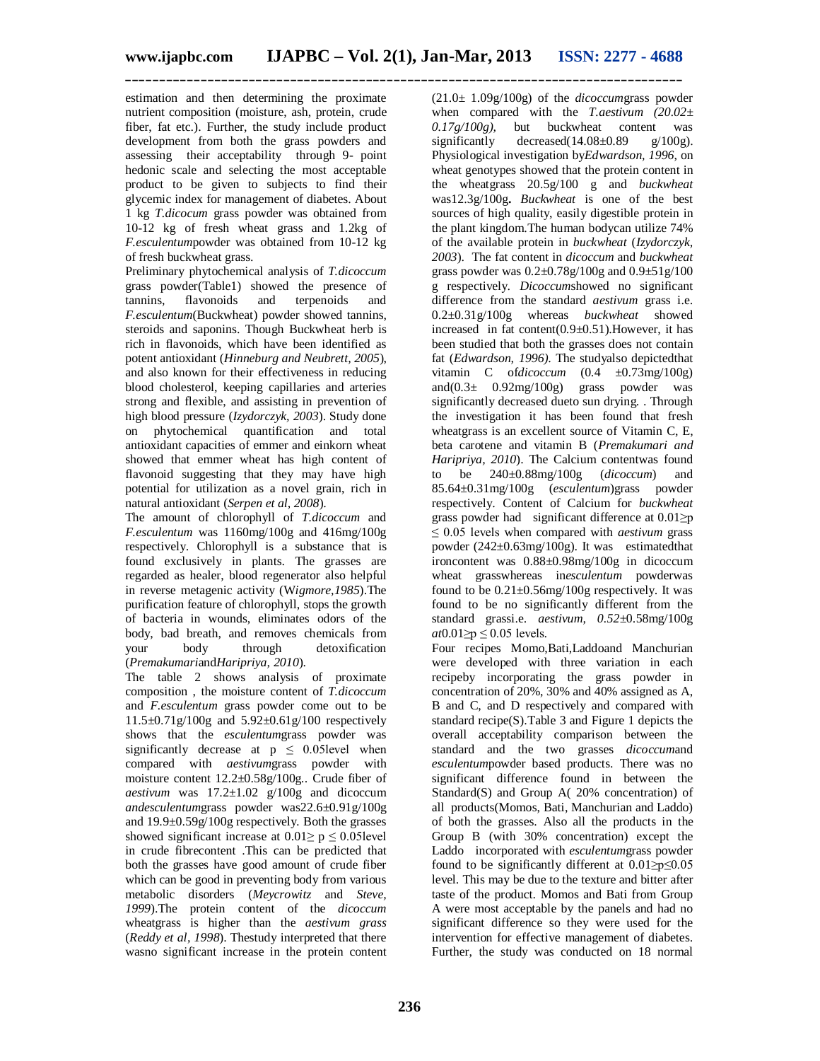estimation and then determining the proximate nutrient composition (moisture, ash, protein, crude fiber, fat etc.). Further, the study include product development from both the grass powders and assessing their acceptability through 9- point hedonic scale and selecting the most acceptable product to be given to subjects to find their glycemic index for management of diabetes. About 1 kg *T.dicocum* grass powder was obtained from 10-12 kg of fresh wheat grass and 1.2kg of *F.esculentum*powder was obtained from 10-12 kg of fresh buckwheat grass.

Preliminary phytochemical analysis of *T.dicoccum* grass powder(Table1) showed the presence of tannins, flavonoids and terpenoids and *F.esculentum*(Buckwheat) powder showed tannins, steroids and saponins. Though Buckwheat herb is rich in flavonoids, which have been identified as potent antioxidant (*Hinneburg and Neubrett, 2005*), and also known for their effectiveness in reducing blood cholesterol, keeping capillaries and arteries strong and flexible, and assisting in prevention of high blood pressure (*Izydorczyk, 2003*). Study done on phytochemical quantification and total antioxidant capacities of emmer and einkorn wheat showed that emmer wheat has high content of flavonoid suggesting that they may have high potential for utilization as a novel grain, rich in natural antioxidant (*Serpen et al, 2008*).

The amount of chlorophyll of *T.dicoccum* and *F.esculentum* was 1160mg/100g and 416mg/100g respectively. Chlorophyll is a substance that is found exclusively in plants. The grasses are regarded as healer, blood regenerator also helpful in reverse metagenic activity (W*igmore,1985*).The purification feature of chlorophyll, stops the growth of bacteria in wounds, eliminates odors of the body, bad breath, and removes chemicals from your body through detoxification (*Premakumari*and*Haripriya, 2010*).

The table 2 shows analysis of proximate composition , the moisture content of *T.dicoccum* and *F.esculentum* grass powder come out to be 11.5±0.71g/100g and 5.92±0.61g/100 respectively shows that the *esculentum*grass powder was significantly decrease at $p \leq 0.05$level when compared with *aestivum*grass powder with moisture content 12.2±0.58g/100g.. Crude fiber of *aestivum* was 17.2±1.02 g/100g and dicoccum *andesculentum*grass powder was22.6±0.91g/100g and 19.9±0.59g/100g respectively. Both the grasses showed significant increase at $0.01 \geq p \leq 0.05$level in crude fibrecontent .This can be predicted that both the grasses have good amount of crude fiber which can be good in preventing body from various metabolic disorders (*Meycrowitz* and *Steve, 1999*).The protein content of the *dicoccum* wheatgrass is higher than the *aestivum grass* (*Reddy et al, 1998*). Thestudy interpreted that there wasno significant increase in the protein content (21.0± 1.09g/100g) of the *dicoccum*grass powder when compared with the *T.aestivum (20.02± 0.17g/100g)*, but buckwheat content was significantly decreased(14.08±0.89 g/100g). Physiological investigation by*Edwardson, 1996*, on wheat genotypes showed that the protein content in the wheatgrass 20.5g/100 g and *buckwheat* was12.3g/100g**.** *Buckwheat* is one of the best sources of high quality, easily digestible protein in the plant kingdom.The human bodycan utilize 74% of the available protein in *buckwheat* (*Izydorczyk, 2003*). The fat content in *dicoccum* and *buckwheat* grass powder was 0.2±0.78g/100g and 0.9±51g/100 g respectively. *Dicoccum*showed no significant difference from the standard *aestivum* grass i.e. 0.2±0.31g/100g whereas *buckwheat* showed increased in fat content(0.9±0.51).However, it has been studied that both the grasses does not contain fat (*Edwardson, 1996)*. The studyalso depictedthat vitamin C of*dicoccum* (0.4 ±0.73mg/100g) and(0.3± 0.92mg/100g) grass powder was significantly decreased dueto sun drying. . Through the investigation it has been found that fresh wheatgrass is an excellent source of Vitamin C, E, beta carotene and vitamin B (*Premakumari and Haripriya, 2010*). The Calcium contentwas found to be 240±0.88mg/100g (*dicoccum*) and 85.64±0.31mg/100g (*esculentum*)grass powder respectively. Content of Calcium for *buckwheat* grass powder had significant difference at $0.01 \geq p \leq 0.05$ levels when compared with *aestivum* grass powder (242±0.63mg/100g). It was estimatedthat ironcontent was 0.88±0.98mg/100g in dicoccum wheat grasswhereas in*esculentum* powderwas found to be 0.21±0.56mg/100g respectively. It was found to be no significantly different from the standard grassi.e. *aestivum, 0.52*±0.58mg/100g *at*$0.01 \geq p \leq 0.05$ levels.

Four recipes Momo,Bati,Laddoand Manchurian were developed with three variation in each recipeby incorporating the grass powder in concentration of 20%, 30% and 40% assigned as A, B and C, and D respectively and compared with standard recipe(S).Table 3 and Figure 1 depicts the overall acceptability comparison between the standard and the two grasses *dicoccum*and *esculentum*powder based products. There was no significant difference found in between the Standard(S) and Group A( 20% concentration) of all products(Momos, Bati, Manchurian and Laddo) of both the grasses. Also all the products in the Group B (with 30% concentration) except the Laddo incorporated with *esculentum*grass powder found to be significantly different at $0.01 \geq p \leq 0.05$ level. This may be due to the texture and bitter after taste of the product. Momos and Bati from Group A were most acceptable by the panels and had no significant difference so they were used for the intervention for effective management of diabetes. Further, the study was conducted on 18 normal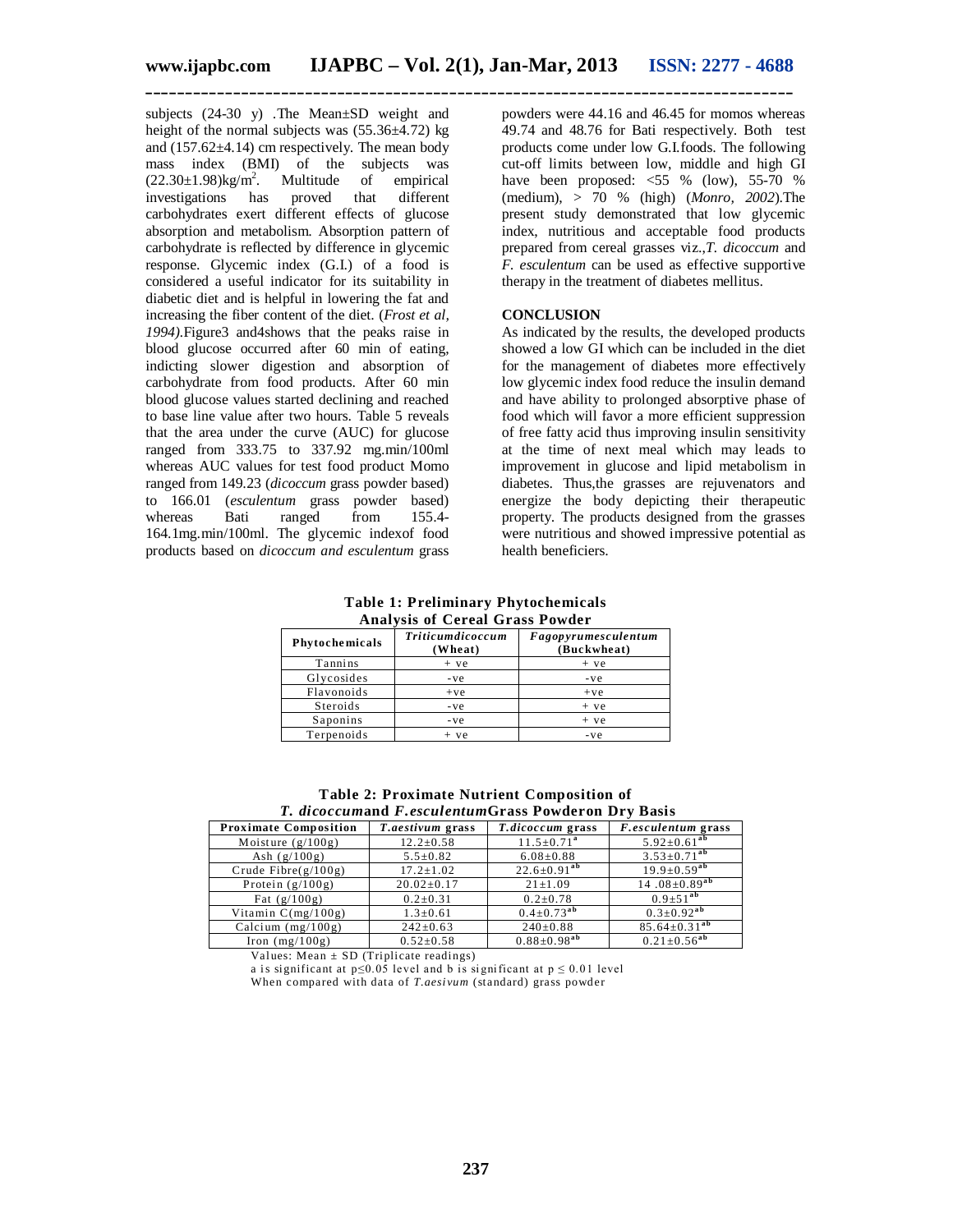subjects (24-30 y) .The Mean±SD weight and height of the normal subjects was (55.36±4.72) kg and (157.62±4.14) cm respectively. The mean body mass index (BMI) of the subjects was (22.30±1.98)kg/$m^2$. Multitude of empirical investigations has proved that different carbohydrates exert different effects of glucose absorption and metabolism. Absorption pattern of carbohydrate is reflected by difference in glycemic response. Glycemic index (G.I.) of a food is considered a useful indicator for its suitability in diabetic diet and is helpful in lowering the fat and increasing the fiber content of the diet. (*Frost et al, 1994).*Figure3 and4shows that the peaks raise in blood glucose occurred after 60 min of eating, indicting slower digestion and absorption of carbohydrate from food products. After 60 min blood glucose values started declining and reached to base line value after two hours. Table 5 reveals that the area under the curve (AUC) for glucose ranged from 333.75 to 337.92 mg.min/100ml whereas AUC values for test food product Momo ranged from 149.23 (*dicoccum* grass powder based) to 166.01 (*esculentum* grass powder based) whereas Bati ranged from 155.4-164.1mg.min/100ml. The glycemic indexof food products based on *dicoccum and esculentum* grass powders were 44.16 and 46.45 for momos whereas 49.74 and 48.76 for Bati respectively. Both test products come under low G.I.foods. The following cut-off limits between low, middle and high GI have been proposed: <55 % (low), 55-70 % (medium), > 70 % (high) (*Monro, 2002*).The present study demonstrated that low glycemic index, nutritious and acceptable food products prepared from cereal grasses viz.,*T. dicoccum* and *F. esculentum* can be used as effective supportive therapy in the treatment of diabetes mellitus.

## CONCLUSION

As indicated by the results, the developed products showed a low GI which can be included in the diet for the management of diabetes more effectively low glycemic index food reduce the insulin demand and have ability to prolonged absorptive phase of food which will favor a more efficient suppression of free fatty acid thus improving insulin sensitivity at the time of next meal which may leads to improvement in glucose and lipid metabolism in diabetes. Thus,the grasses are rejuvenators and energize the body depicting their therapeutic property. The products designed from the grasses were nutritious and showed impressive potential as health beneficiers.

**Table 1: Preliminary Phytochemicals Analysis of Cereal Grass Powder**

| Phytochemicals | *Triticumdicoccum* (Wheat) | *Fagopyrumesculentum* (Buckwheat) |
|---|---|---|
| Tannins | + ve | + ve |
| Glycosides | -ve | -ve |
| Flavonoids | +ve | +ve |
| Steroids | -ve | + ve |
| Saponins | -ve | + ve |
| Terpenoids | + ve | -ve |

**Table 2: Proximate Nutrient Composition of *T. dicoccum*and *F.esculentum*Grass Powderon Dry Basis**

| Proximate Composition | *T.aestivum* grass | *T.dicoccum* grass | *F.esculentum* grass |
|---|---|---|---|
| Moisture (g/100g) | 12.2±0.58 | 11.5±0.71$^{a}$ | 5.92±0.61$^{ab}$ |
| Ash (g/100g) | 5.5±0.82 | 6.08±0.88 | 3.53±0.71$^{ab}$ |
| Crude Fibre(g/100g) | 17.2±1.02 | 22.6±0.91$^{ab}$ | 19.9±0.59$^{ab}$ |
| Protein (g/100g) | 20.02±0.17 | 21±1.09 | 14 .08±0.89$^{ab}$ |
| Fat (g/100g) | 0.2±0.31 | 0.2±0.78 | 0.9±51$^{ab}$ |
| Vitamin C(mg/100g) | 1.3±0.61 | 0.4±0.73$^{ab}$ | 0.3±0.92$^{ab}$ |
| Calcium (mg/100g) | 242±0.63 | 240±0.88 | 85.64±0.31$^{ab}$ |
| Iron (mg/100g) | 0.52±0.58 | 0.88±0.98$^{ab}$ | 0.21±0.56$^{ab}$ |

Values: Mean ± SD (Triplicate readings)

a is significant at $p \leq 0.05$ level and b is significant at $p \leq 0.01$ level

When compared with data of *T.aesivum* (standard) grass powder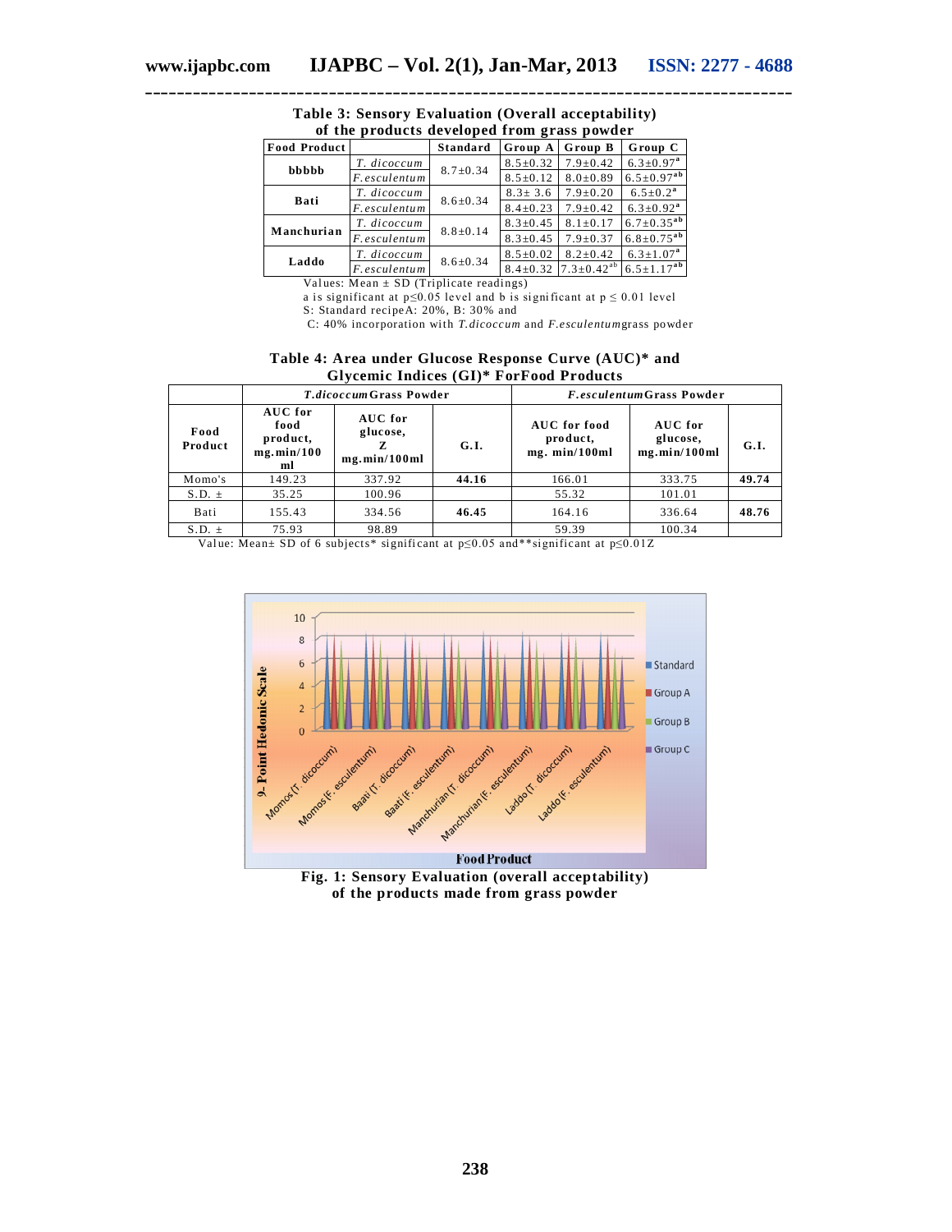**Table 3: Sensory Evaluation (Overall acceptability) of the products developed from grass powder**

| Food Product | | Standard | Group A | Group B | Group C |
|---|---|---|---|---|---|
| bbbbb | *T. dicoccum* | 8.7±0.34 | 8.5±0.32 | 7.9±0.42 | 6.3±0.97[a] |
| | *F.esculentum* | | 8.5±0.12 | 8.0±0.89 | 6.5±0.97[ab] |
| Bati | *T. dicoccum* | 8.6±0.34 | 8.3± 3.6 | 7.9±0.20 | 6.5±0.2[a] |
| | *F.esculentum* | | 8.4±0.23 | 7.9±0.42 | 6.3±0.92[a] |
| Manchurian | *T. dicoccum* | 8.8±0.14 | 8.3±0.45 | 8.1±0.17 | 6.7±0.35[ab] |
| | *F.esculentum* | | 8.3±0.45 | 7.9±0.37 | 6.8±0.75[ab] |
| Laddo | *T. dicoccum* | 8.6±0.34 | 8.5±0.02 | 8.2±0.42 | 6.3±1.07[a] |
| | *F.esculentum* | | 8.4±0.32 | 7.3±0.42[ab] | 6.5±1.17[ab] |

Values: Mean ± SD (Triplicate readings)
a is significant at $p \leq 0.05$ level and b is significant at $p \leq 0.01$ level
S: Standard recipeA: 20%, B: 30% and
C: 40% incorporation with *T.dicoccum* and *F.esculentum*grass powder

**Table 4: Area under Glucose Response Curve (AUC)* and Glycemic Indices (GI)* ForFood Products**

| | *T.dicoccum* Grass Powder | | | *F.esculentum* Grass Powder | | |
|---|---|---|---|---|---|---|
| Food Product | AUC for food product, mg.min/100 ml | AUC for glucose, Z mg.min/100ml | G.I. | AUC for food product, mg. min/100ml | AUC for glucose, mg.min/100ml | G.I. |
| Momo's | 149.23 | 337.92 | **44.16** | 166.01 | 333.75 | **49.74** |
| S.D. ± | 35.25 | 100.96 | | 55.32 | 101.01 | |
| Bati | 155.43 | 334.56 | **46.45** | 164.16 | 336.64 | **48.76** |
| S.D. ± | 75.93 | 98.89 | | 59.39 | 100.34 | |

Value: Mean± SD of 6 subjects* significant at $p \leq 0.05$ and**significant at $p \leq 0.01$Z

**Fig. 1: Sensory Evaluation (overall acceptability) of the products made from grass powder**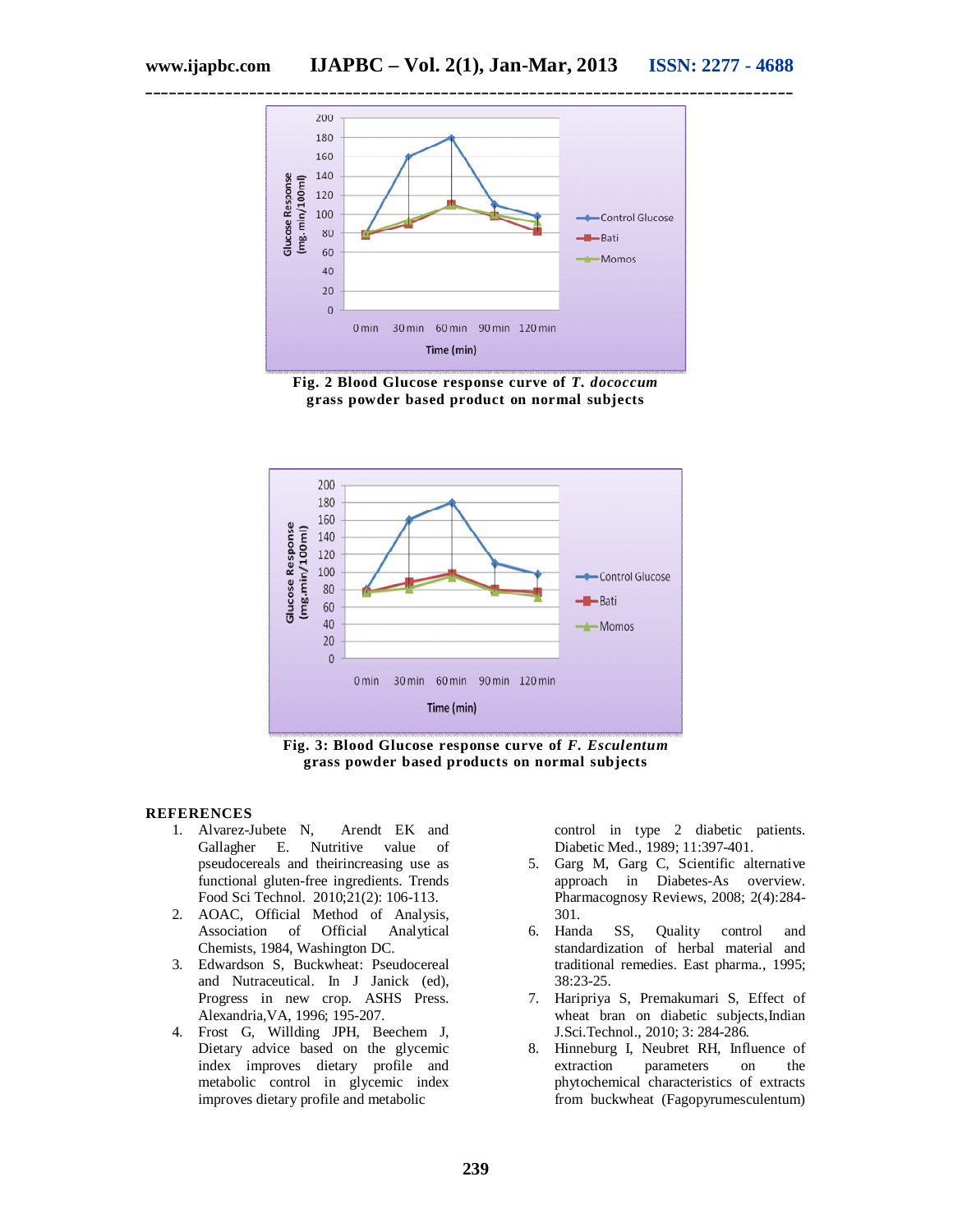Fig. 2 Blood Glucose response curve of *T. dococcum* grass powder based product on normal subjects

Fig. 3: Blood Glucose response curve of *F. Esculentum* grass powder based products on normal subjects

## REFERENCES

1. Alvarez-Jubete N, Arendt EK and Gallagher E. Nutritive value of pseudocereals and theirincreasing use as functional gluten-free ingredients. Trends Food Sci Technol. 2010;21(2): 106-113.
2. AOAC, Official Method of Analysis, Association of Official Analytical Chemists, 1984, Washington DC.
3. Edwardson S, Buckwheat: Pseudocereal and Nutraceutical. In J Janick (ed), Progress in new crop. ASHS Press. Alexandria,VA, 1996; 195-207.
4. Frost G, Willding JPH, Beechem J, Dietary advice based on the glycemic index improves dietary profile and metabolic control in glycemic index improves dietary profile and metabolic control in type 2 diabetic patients. Diabetic Med., 1989; 11:397-401.
5. Garg M, Garg C, Scientific alternative approach in Diabetes-As overview. Pharmacognosy Reviews, 2008; 2(4):284-301.
6. Handa SS, Quality control and standardization of herbal material and traditional remedies. East pharma., 1995; 38:23-25.
7. Haripriya S, Premakumari S, Effect of wheat bran on diabetic subjects,Indian J.Sci.Technol., 2010; 3: 284-286.
8. Hinneburg I, Neubret RH, Influence of extraction parameters on the phytochemical characteristics of extracts from buckwheat (Fagopyrumesculentum)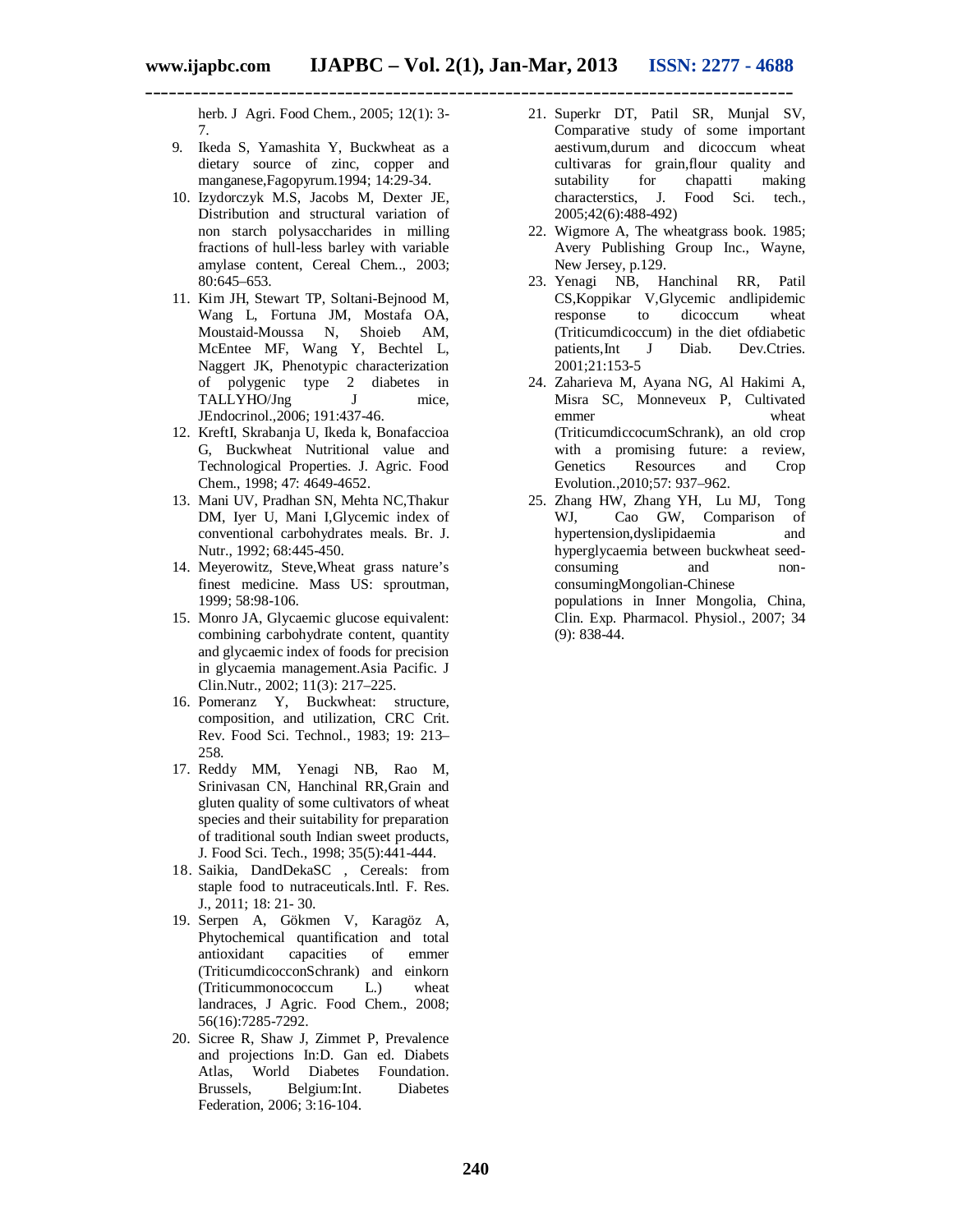herb. J Agri. Food Chem., 2005; 12(1): 3-7.

9. Ikeda S, Yamashita Y, Buckwheat as a dietary source of zinc, copper and manganese,Fagopyrum.1994; 14:29-34.
10. Izydorczyk M.S, Jacobs M, Dexter JE, Distribution and structural variation of non starch polysaccharides in milling fractions of hull-less barley with variable amylase content, Cereal Chem.., 2003; 80:645–653.
11. Kim JH, Stewart TP, Soltani-Bejnood M, Wang L, Fortuna JM, Mostafa OA, Moustaid-Moussa N, Shoieb AM, McEntee MF, Wang Y, Bechtel L, Naggert JK, Phenotypic characterization of polygenic type 2 diabetes in TALLYHO/Jng J mice, JEndocrinol.,2006; 191:437-46.
12. KreftI, Skrabanja U, Ikeda k, Bonafaccioa G, Buckwheat Nutritional value and Technological Properties. J. Agric. Food Chem., 1998; 47: 4649-4652.
13. Mani UV, Pradhan SN, Mehta NC,Thakur DM, Iyer U, Mani I,Glycemic index of conventional carbohydrates meals. Br. J. Nutr., 1992; 68:445-450.
14. Meyerowitz, Steve,Wheat grass nature's finest medicine. Mass US: sproutman, 1999; 58:98-106.
15. Monro JA, Glycaemic glucose equivalent: combining carbohydrate content, quantity and glycaemic index of foods for precision in glycaemia management.Asia Pacific. J Clin.Nutr., 2002; 11(3): 217–225.
16. Pomeranz Y, Buckwheat: structure, composition, and utilization, CRC Crit. Rev. Food Sci. Technol., 1983; 19: 213–258.
17. Reddy MM, Yenagi NB, Rao M, Srinivasan CN, Hanchinal RR,Grain and gluten quality of some cultivators of wheat species and their suitability for preparation of traditional south Indian sweet products, J. Food Sci. Tech., 1998; 35(5):441-444.
18. Saikia, DandDekaSC , Cereals: from staple food to nutraceuticals.Intl. F. Res. J., 2011; 18: 21- 30.
19. Serpen A, Gökmen V, Karagöz A, Phytochemical quantification and total antioxidant capacities of emmer (TriticumdicocconSchrank) and einkorn (Triticummonococcum L.) wheat landraces, J Agric. Food Chem., 2008; 56(16):7285-7292.
20. Sicree R, Shaw J, Zimmet P, Prevalence and projections In:D. Gan ed. Diabets Atlas, World Diabetes Foundation. Brussels, Belgium:Int. Diabetes Federation, 2006; 3:16-104.
21. Superkr DT, Patil SR, Munjal SV, Comparative study of some important aestivum,durum and dicoccum wheat cultivaras for grain,flour quality and sutability for chapatti making characterstics, J. Food Sci. tech., 2005;42(6):488-492)
22. Wigmore A, The wheatgrass book. 1985; Avery Publishing Group Inc., Wayne, New Jersey, p.129.
23. Yenagi NB, Hanchinal RR, Patil CS,Koppikar V,Glycemic andlipidemic response to dicoccum wheat (Triticumdicoccum) in the diet ofdiabetic patients,Int J Diab. Dev.Ctries. 2001;21:153-5
24. Zaharieva M, Ayana NG, Al Hakimi A, Misra SC, Monneveux P, Cultivated emmer wheat (TriticumdiccocumSchrank), an old crop with a promising future: a review, Genetics Resources and Crop Evolution.,2010;57: 937–962.
25. Zhang HW, Zhang YH, Lu MJ, Tong WJ, Cao GW, Comparison of hypertension,dyslipidaemia and hyperglycaemia between buckwheat seed-consuming and non-consumingMongolian-Chinese populations in Inner Mongolia, China, Clin. Exp. Pharmacol. Physiol., 2007; 34 (9): 838-44.